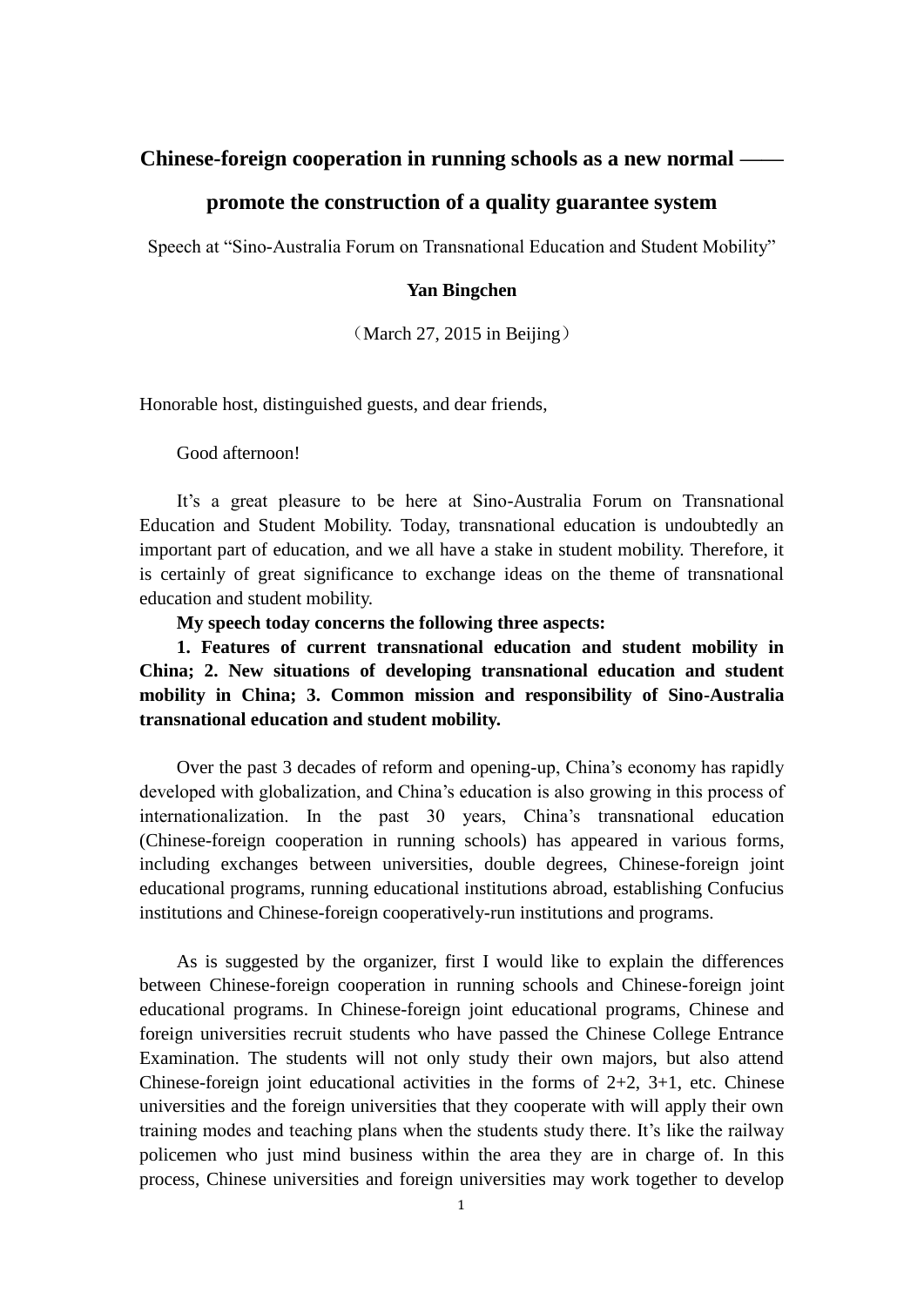# Chinese-foreign cooperation in running schools as a new normal —— promote the construction of a quality guarantee system

Speech at "Sino-Australia Forum on Transnational Education and Student Mobility"

**Yan Bingchen**

（March 27, 2015 in Beijing）

Honorable host, distinguished guests, and dear friends,

Good afternoon!

It's a great pleasure to be here at Sino-Australia Forum on Transnational Education and Student Mobility. Today, transnational education is undoubtedly an important part of education, and we all have a stake in student mobility. Therefore, it is certainly of great significance to exchange ideas on the theme of transnational education and student mobility.

**My speech today concerns the following three aspects:**

**1. Features of current transnational education and student mobility in China; 2. New situations of developing transnational education and student mobility in China; 3. Common mission and responsibility of Sino-Australia transnational education and student mobility.**

Over the past 3 decades of reform and opening-up, China's economy has rapidly developed with globalization, and China's education is also growing in this process of internationalization. In the past 30 years, China's transnational education (Chinese-foreign cooperation in running schools) has appeared in various forms, including exchanges between universities, double degrees, Chinese-foreign joint educational programs, running educational institutions abroad, establishing Confucius institutions and Chinese-foreign cooperatively-run institutions and programs.

As is suggested by the organizer, first I would like to explain the differences between Chinese-foreign cooperation in running schools and Chinese-foreign joint educational programs. In Chinese-foreign joint educational programs, Chinese and foreign universities recruit students who have passed the Chinese College Entrance Examination. The students will not only study their own majors, but also attend Chinese-foreign joint educational activities in the forms of 2+2, 3+1, etc. Chinese universities and the foreign universities that they cooperate with will apply their own training modes and teaching plans when the students study there. It's like the railway policemen who just mind business within the area they are in charge of. In this process, Chinese universities and foreign universities may work together to develop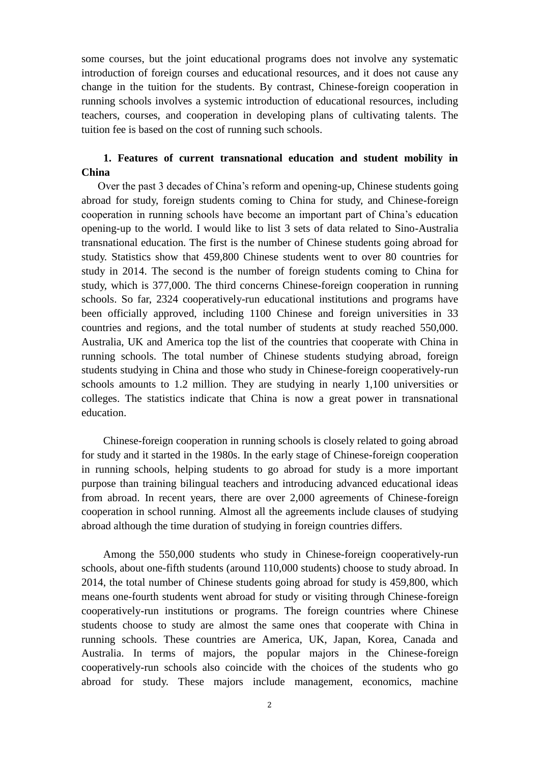some courses, but the joint educational programs does not involve any systematic introduction of foreign courses and educational resources, and it does not cause any change in the tuition for the students. By contrast, Chinese-foreign cooperation in running schools involves a systemic introduction of educational resources, including teachers, courses, and cooperation in developing plans of cultivating talents. The tuition fee is based on the cost of running such schools.

## 1. Features of current transnational education and student mobility in China

Over the past 3 decades of China's reform and opening-up, Chinese students going abroad for study, foreign students coming to China for study, and Chinese-foreign cooperation in running schools have become an important part of China's education opening-up to the world. I would like to list 3 sets of data related to Sino-Australia transnational education. The first is the number of Chinese students going abroad for study. Statistics show that 459,800 Chinese students went to over 80 countries for study in 2014. The second is the number of foreign students coming to China for study, which is 377,000. The third concerns Chinese-foreign cooperation in running schools. So far, 2324 cooperatively-run educational institutions and programs have been officially approved, including 1100 Chinese and foreign universities in 33 countries and regions, and the total number of students at study reached 550,000. Australia, UK and America top the list of the countries that cooperate with China in running schools. The total number of Chinese students studying abroad, foreign students studying in China and those who study in Chinese-foreign cooperatively-run schools amounts to 1.2 million. They are studying in nearly 1,100 universities or colleges. The statistics indicate that China is now a great power in transnational education.

Chinese-foreign cooperation in running schools is closely related to going abroad for study and it started in the 1980s. In the early stage of Chinese-foreign cooperation in running schools, helping students to go abroad for study is a more important purpose than training bilingual teachers and introducing advanced educational ideas from abroad. In recent years, there are over 2,000 agreements of Chinese-foreign cooperation in school running. Almost all the agreements include clauses of studying abroad although the time duration of studying in foreign countries differs.

Among the 550,000 students who study in Chinese-foreign cooperatively-run schools, about one-fifth students (around 110,000 students) choose to study abroad. In 2014, the total number of Chinese students going abroad for study is 459,800, which means one-fourth students went abroad for study or visiting through Chinese-foreign cooperatively-run institutions or programs. The foreign countries where Chinese students choose to study are almost the same ones that cooperate with China in running schools. These countries are America, UK, Japan, Korea, Canada and Australia. In terms of majors, the popular majors in the Chinese-foreign cooperatively-run schools also coincide with the choices of the students who go abroad for study. These majors include management, economics, machine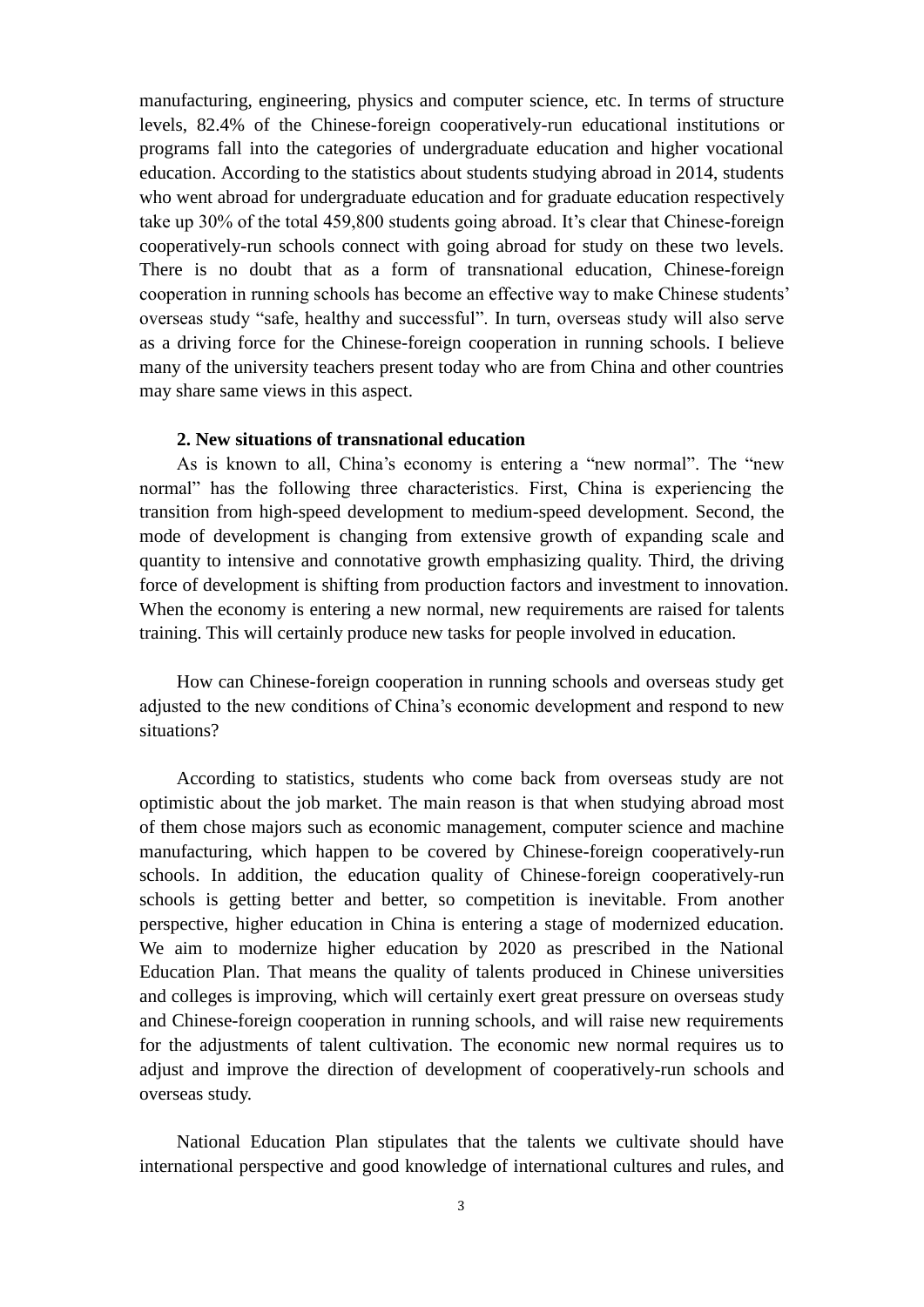manufacturing, engineering, physics and computer science, etc. In terms of structure levels, 82.4% of the Chinese-foreign cooperatively-run educational institutions or programs fall into the categories of undergraduate education and higher vocational education. According to the statistics about students studying abroad in 2014, students who went abroad for undergraduate education and for graduate education respectively take up 30% of the total 459,800 students going abroad. It's clear that Chinese-foreign cooperatively-run schools connect with going abroad for study on these two levels. There is no doubt that as a form of transnational education, Chinese-foreign cooperation in running schools has become an effective way to make Chinese students' overseas study "safe, healthy and successful". In turn, overseas study will also serve as a driving force for the Chinese-foreign cooperation in running schools. I believe many of the university teachers present today who are from China and other countries may share same views in this aspect.

**2. New situations of transnational education**

As is known to all, China's economy is entering a "new normal". The "new normal" has the following three characteristics. First, China is experiencing the transition from high-speed development to medium-speed development. Second, the mode of development is changing from extensive growth of expanding scale and quantity to intensive and connotative growth emphasizing quality. Third, the driving force of development is shifting from production factors and investment to innovation. When the economy is entering a new normal, new requirements are raised for talents training. This will certainly produce new tasks for people involved in education.

How can Chinese-foreign cooperation in running schools and overseas study get adjusted to the new conditions of China's economic development and respond to new situations?

According to statistics, students who come back from overseas study are not optimistic about the job market. The main reason is that when studying abroad most of them chose majors such as economic management, computer science and machine manufacturing, which happen to be covered by Chinese-foreign cooperatively-run schools. In addition, the education quality of Chinese-foreign cooperatively-run schools is getting better and better, so competition is inevitable. From another perspective, higher education in China is entering a stage of modernized education. We aim to modernize higher education by 2020 as prescribed in the National Education Plan. That means the quality of talents produced in Chinese universities and colleges is improving, which will certainly exert great pressure on overseas study and Chinese-foreign cooperation in running schools, and will raise new requirements for the adjustments of talent cultivation. The economic new normal requires us to adjust and improve the direction of development of cooperatively-run schools and overseas study.

National Education Plan stipulates that the talents we cultivate should have international perspective and good knowledge of international cultures and rules, and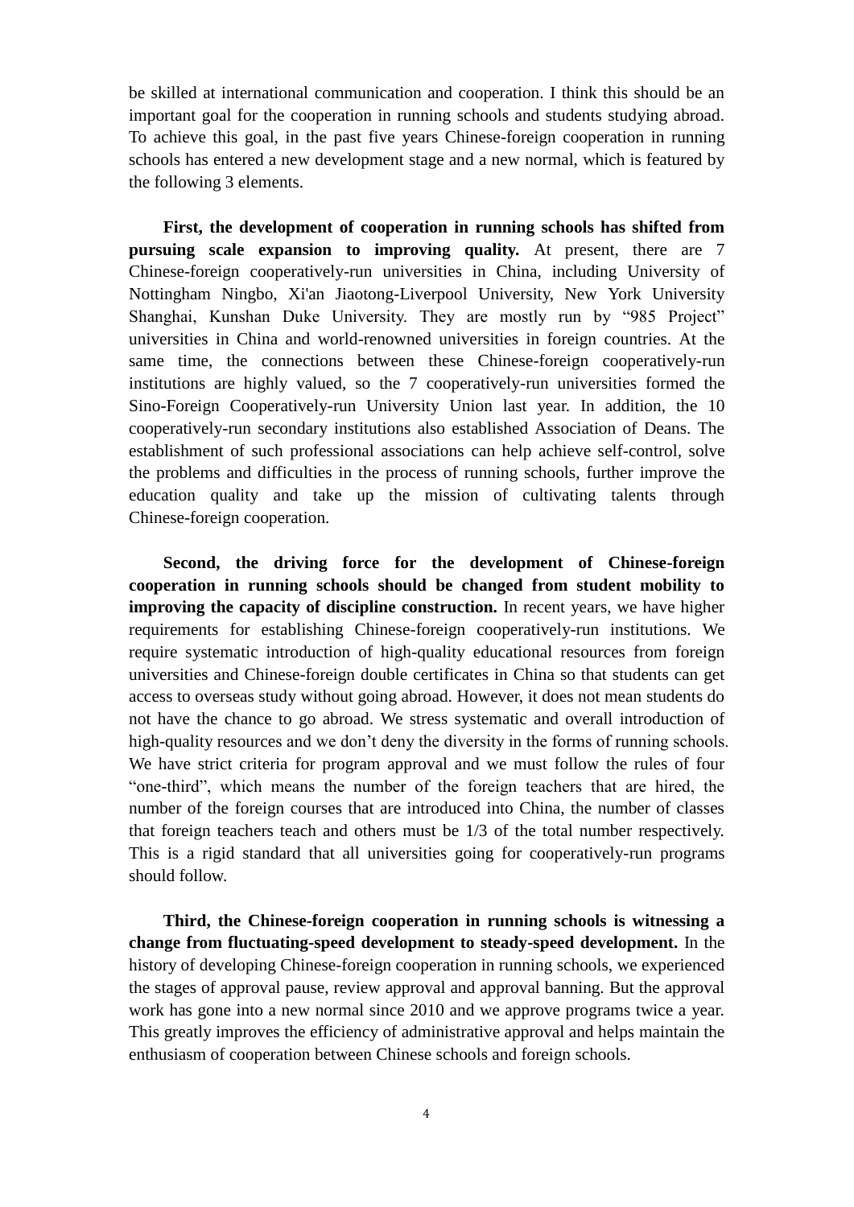be skilled at international communication and cooperation. I think this should be an important goal for the cooperation in running schools and students studying abroad. To achieve this goal, in the past five years Chinese-foreign cooperation in running schools has entered a new development stage and a new normal, which is featured by the following 3 elements.

**First, the development of cooperation in running schools has shifted from pursuing scale expansion to improving quality.** At present, there are 7 Chinese-foreign cooperatively-run universities in China, including University of Nottingham Ningbo, Xi'an Jiaotong-Liverpool University, New York University Shanghai, Kunshan Duke University. They are mostly run by "985 Project" universities in China and world-renowned universities in foreign countries. At the same time, the connections between these Chinese-foreign cooperatively-run institutions are highly valued, so the 7 cooperatively-run universities formed the Sino-Foreign Cooperatively-run University Union last year. In addition, the 10 cooperatively-run secondary institutions also established Association of Deans. The establishment of such professional associations can help achieve self-control, solve the problems and difficulties in the process of running schools, further improve the education quality and take up the mission of cultivating talents through Chinese-foreign cooperation.

**Second, the driving force for the development of Chinese-foreign cooperation in running schools should be changed from student mobility to improving the capacity of discipline construction.** In recent years, we have higher requirements for establishing Chinese-foreign cooperatively-run institutions. We require systematic introduction of high-quality educational resources from foreign universities and Chinese-foreign double certificates in China so that students can get access to overseas study without going abroad. However, it does not mean students do not have the chance to go abroad. We stress systematic and overall introduction of high-quality resources and we don't deny the diversity in the forms of running schools. We have strict criteria for program approval and we must follow the rules of four "one-third", which means the number of the foreign teachers that are hired, the number of the foreign courses that are introduced into China, the number of classes that foreign teachers teach and others must be 1/3 of the total number respectively. This is a rigid standard that all universities going for cooperatively-run programs should follow.

**Third, the Chinese-foreign cooperation in running schools is witnessing a change from fluctuating-speed development to steady-speed development.** In the history of developing Chinese-foreign cooperation in running schools, we experienced the stages of approval pause, review approval and approval banning. But the approval work has gone into a new normal since 2010 and we approve programs twice a year. This greatly improves the efficiency of administrative approval and helps maintain the enthusiasm of cooperation between Chinese schools and foreign schools.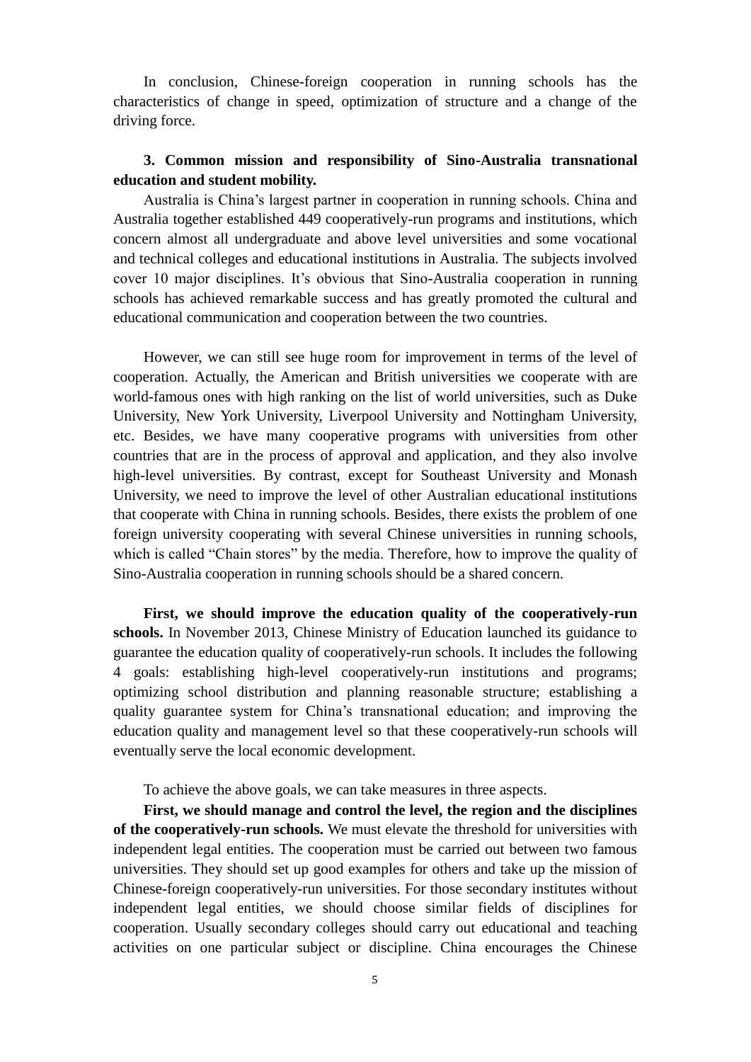In conclusion, Chinese-foreign cooperation in running schools has the characteristics of change in speed, optimization of structure and a change of the driving force.

### 3. Common mission and responsibility of Sino-Australia transnational education and student mobility.

Australia is China's largest partner in cooperation in running schools. China and Australia together established 449 cooperatively-run programs and institutions, which concern almost all undergraduate and above level universities and some vocational and technical colleges and educational institutions in Australia. The subjects involved cover 10 major disciplines. It's obvious that Sino-Australia cooperation in running schools has achieved remarkable success and has greatly promoted the cultural and educational communication and cooperation between the two countries.

However, we can still see huge room for improvement in terms of the level of cooperation. Actually, the American and British universities we cooperate with are world-famous ones with high ranking on the list of world universities, such as Duke University, New York University, Liverpool University and Nottingham University, etc. Besides, we have many cooperative programs with universities from other countries that are in the process of approval and application, and they also involve high-level universities. By contrast, except for Southeast University and Monash University, we need to improve the level of other Australian educational institutions that cooperate with China in running schools. Besides, there exists the problem of one foreign university cooperating with several Chinese universities in running schools, which is called "Chain stores" by the media. Therefore, how to improve the quality of Sino-Australia cooperation in running schools should be a shared concern.

**First, we should improve the education quality of the cooperatively-run schools.** In November 2013, Chinese Ministry of Education launched its guidance to guarantee the education quality of cooperatively-run schools. It includes the following 4 goals: establishing high-level cooperatively-run institutions and programs; optimizing school distribution and planning reasonable structure; establishing a quality guarantee system for China's transnational education; and improving the education quality and management level so that these cooperatively-run schools will eventually serve the local economic development.

To achieve the above goals, we can take measures in three aspects.

**First, we should manage and control the level, the region and the disciplines of the cooperatively-run schools.** We must elevate the threshold for universities with independent legal entities. The cooperation must be carried out between two famous universities. They should set up good examples for others and take up the mission of Chinese-foreign cooperatively-run universities. For those secondary institutes without independent legal entities, we should choose similar fields of disciplines for cooperation. Usually secondary colleges should carry out educational and teaching activities on one particular subject or discipline. China encourages the Chinese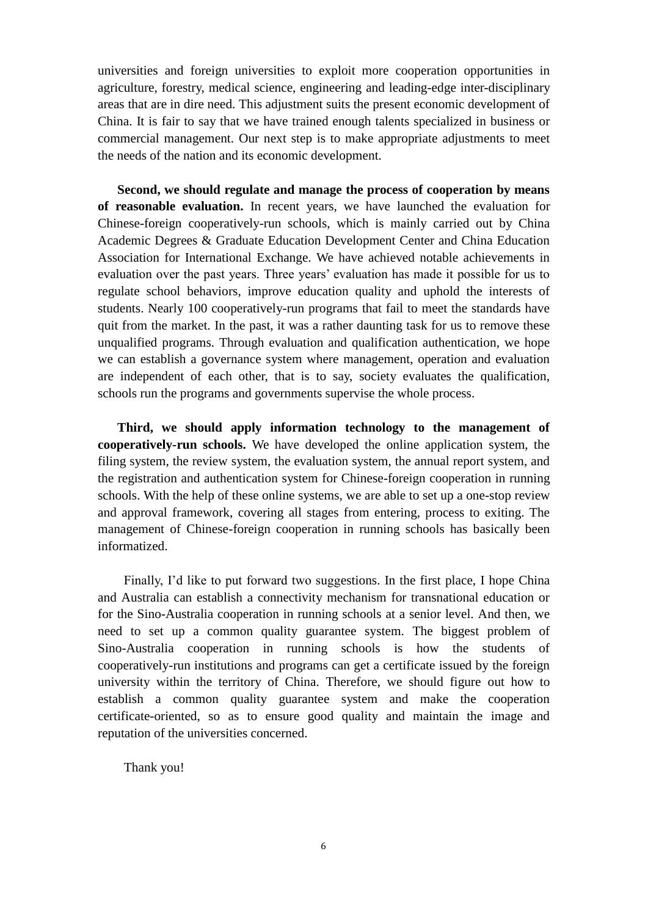universities and foreign universities to exploit more cooperation opportunities in agriculture, forestry, medical science, engineering and leading-edge inter-disciplinary areas that are in dire need. This adjustment suits the present economic development of China. It is fair to say that we have trained enough talents specialized in business or commercial management. Our next step is to make appropriate adjustments to meet the needs of the nation and its economic development.

**Second, we should regulate and manage the process of cooperation by means of reasonable evaluation.** In recent years, we have launched the evaluation for Chinese-foreign cooperatively-run schools, which is mainly carried out by China Academic Degrees & Graduate Education Development Center and China Education Association for International Exchange. We have achieved notable achievements in evaluation over the past years. Three years' evaluation has made it possible for us to regulate school behaviors, improve education quality and uphold the interests of students. Nearly 100 cooperatively-run programs that fail to meet the standards have quit from the market. In the past, it was a rather daunting task for us to remove these unqualified programs. Through evaluation and qualification authentication, we hope we can establish a governance system where management, operation and evaluation are independent of each other, that is to say, society evaluates the qualification, schools run the programs and governments supervise the whole process.

**Third, we should apply information technology to the management of cooperatively-run schools.** We have developed the online application system, the filing system, the review system, the evaluation system, the annual report system, and the registration and authentication system for Chinese-foreign cooperation in running schools. With the help of these online systems, we are able to set up a one-stop review and approval framework, covering all stages from entering, process to exiting. The management of Chinese-foreign cooperation in running schools has basically been informatized.

Finally, I'd like to put forward two suggestions. In the first place, I hope China and Australia can establish a connectivity mechanism for transnational education or for the Sino-Australia cooperation in running schools at a senior level. And then, we need to set up a common quality guarantee system. The biggest problem of Sino-Australia cooperation in running schools is how the students of cooperatively-run institutions and programs can get a certificate issued by the foreign university within the territory of China. Therefore, we should figure out how to establish a common quality guarantee system and make the cooperation certificate-oriented, so as to ensure good quality and maintain the image and reputation of the universities concerned.

Thank you!